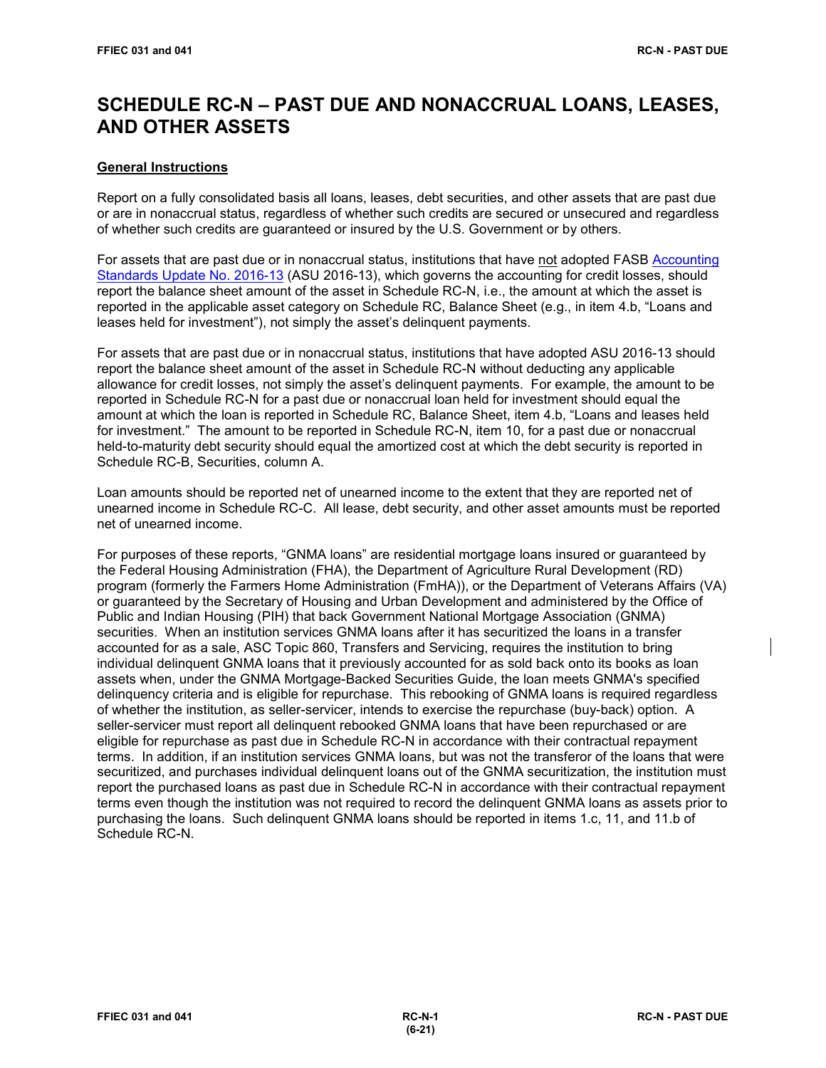# SCHEDULE RC-N – PAST DUE AND NONACCRUAL LOANS, LEASES, AND OTHER ASSETS

## General Instructions

Report on a fully consolidated basis all loans, leases, debt securities, and other assets that are past due or are in nonaccrual status, regardless of whether such credits are secured or unsecured and regardless of whether such credits are guaranteed or insured by the U.S. Government or by others.

For assets that are past due or in nonaccrual status, institutions that have not adopted FASB Accounting Standards Update No. 2016-13 (ASU 2016-13), which governs the accounting for credit losses, should report the balance sheet amount of the asset in Schedule RC-N, i.e., the amount at which the asset is reported in the applicable asset category on Schedule RC, Balance Sheet (e.g., in item 4.b, "Loans and leases held for investment"), not simply the asset's delinquent payments.

For assets that are past due or in nonaccrual status, institutions that have adopted ASU 2016-13 should report the balance sheet amount of the asset in Schedule RC-N without deducting any applicable allowance for credit losses, not simply the asset's delinquent payments. For example, the amount to be reported in Schedule RC-N for a past due or nonaccrual loan held for investment should equal the amount at which the loan is reported in Schedule RC, Balance Sheet, item 4.b, "Loans and leases held for investment." The amount to be reported in Schedule RC-N, item 10, for a past due or nonaccrual held-to-maturity debt security should equal the amortized cost at which the debt security is reported in Schedule RC-B, Securities, column A.

Loan amounts should be reported net of unearned income to the extent that they are reported net of unearned income in Schedule RC-C. All lease, debt security, and other asset amounts must be reported net of unearned income.

For purposes of these reports, "GNMA loans" are residential mortgage loans insured or guaranteed by the Federal Housing Administration (FHA), the Department of Agriculture Rural Development (RD) program (formerly the Farmers Home Administration (FmHA)), or the Department of Veterans Affairs (VA) or guaranteed by the Secretary of Housing and Urban Development and administered by the Office of Public and Indian Housing (PIH) that back Government National Mortgage Association (GNMA) securities. When an institution services GNMA loans after it has securitized the loans in a transfer accounted for as a sale, ASC Topic 860, Transfers and Servicing, requires the institution to bring individual delinquent GNMA loans that it previously accounted for as sold back onto its books as loan assets when, under the GNMA Mortgage-Backed Securities Guide, the loan meets GNMA's specified delinquency criteria and is eligible for repurchase. This rebooking of GNMA loans is required regardless of whether the institution, as seller-servicer, intends to exercise the repurchase (buy-back) option. A seller-servicer must report all delinquent rebooked GNMA loans that have been repurchased or are eligible for repurchase as past due in Schedule RC-N in accordance with their contractual repayment terms. In addition, if an institution services GNMA loans, but was not the transferor of the loans that were securitized, and purchases individual delinquent loans out of the GNMA securitization, the institution must report the purchased loans as past due in Schedule RC-N in accordance with their contractual repayment terms even though the institution was not required to record the delinquent GNMA loans as assets prior to purchasing the loans. Such delinquent GNMA loans should be reported in items 1.c, 11, and 11.b of Schedule RC-N.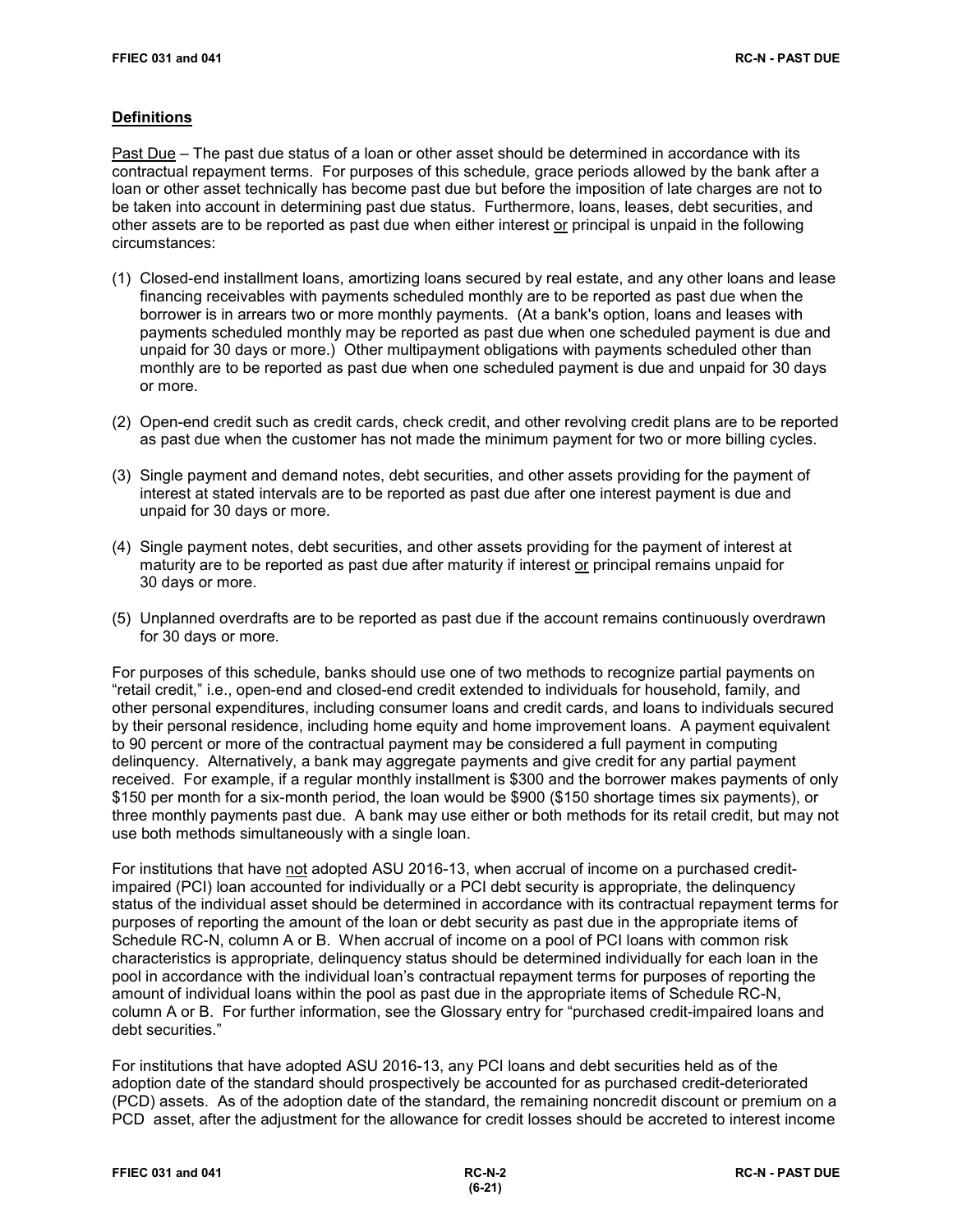## Definitions

Past Due – The past due status of a loan or other asset should be determined in accordance with its contractual repayment terms. For purposes of this schedule, grace periods allowed by the bank after a loan or other asset technically has become past due but before the imposition of late charges are not to be taken into account in determining past due status. Furthermore, loans, leases, debt securities, and other assets are to be reported as past due when either interest or principal is unpaid in the following circumstances:

(1) Closed-end installment loans, amortizing loans secured by real estate, and any other loans and lease financing receivables with payments scheduled monthly are to be reported as past due when the borrower is in arrears two or more monthly payments. (At a bank's option, loans and leases with payments scheduled monthly may be reported as past due when one scheduled payment is due and unpaid for 30 days or more.) Other multipayment obligations with payments scheduled other than monthly are to be reported as past due when one scheduled payment is due and unpaid for 30 days or more.

(2) Open-end credit such as credit cards, check credit, and other revolving credit plans are to be reported as past due when the customer has not made the minimum payment for two or more billing cycles.

(3) Single payment and demand notes, debt securities, and other assets providing for the payment of interest at stated intervals are to be reported as past due after one interest payment is due and unpaid for 30 days or more.

(4) Single payment notes, debt securities, and other assets providing for the payment of interest at maturity are to be reported as past due after maturity if interest or principal remains unpaid for 30 days or more.

(5) Unplanned overdrafts are to be reported as past due if the account remains continuously overdrawn for 30 days or more.

For purposes of this schedule, banks should use one of two methods to recognize partial payments on "retail credit," i.e., open-end and closed-end credit extended to individuals for household, family, and other personal expenditures, including consumer loans and credit cards, and loans to individuals secured by their personal residence, including home equity and home improvement loans. A payment equivalent to 90 percent or more of the contractual payment may be considered a full payment in computing delinquency. Alternatively, a bank may aggregate payments and give credit for any partial payment received. For example, if a regular monthly installment is $300 and the borrower makes payments of only $150 per month for a six-month period, the loan would be $900 ($150 shortage times six payments), or three monthly payments past due. A bank may use either or both methods for its retail credit, but may not use both methods simultaneously with a single loan.

For institutions that have not adopted ASU 2016-13, when accrual of income on a purchased credit-impaired (PCI) loan accounted for individually or a PCI debt security is appropriate, the delinquency status of the individual asset should be determined in accordance with its contractual repayment terms for purposes of reporting the amount of the loan or debt security as past due in the appropriate items of Schedule RC-N, column A or B. When accrual of income on a pool of PCI loans with common risk characteristics is appropriate, delinquency status should be determined individually for each loan in the pool in accordance with the individual loan's contractual repayment terms for purposes of reporting the amount of individual loans within the pool as past due in the appropriate items of Schedule RC-N, column A or B. For further information, see the Glossary entry for "purchased credit-impaired loans and debt securities."

For institutions that have adopted ASU 2016-13, any PCI loans and debt securities held as of the adoption date of the standard should prospectively be accounted for as purchased credit-deteriorated (PCD) assets. As of the adoption date of the standard, the remaining noncredit discount or premium on a PCD asset, after the adjustment for the allowance for credit losses should be accreted to interest income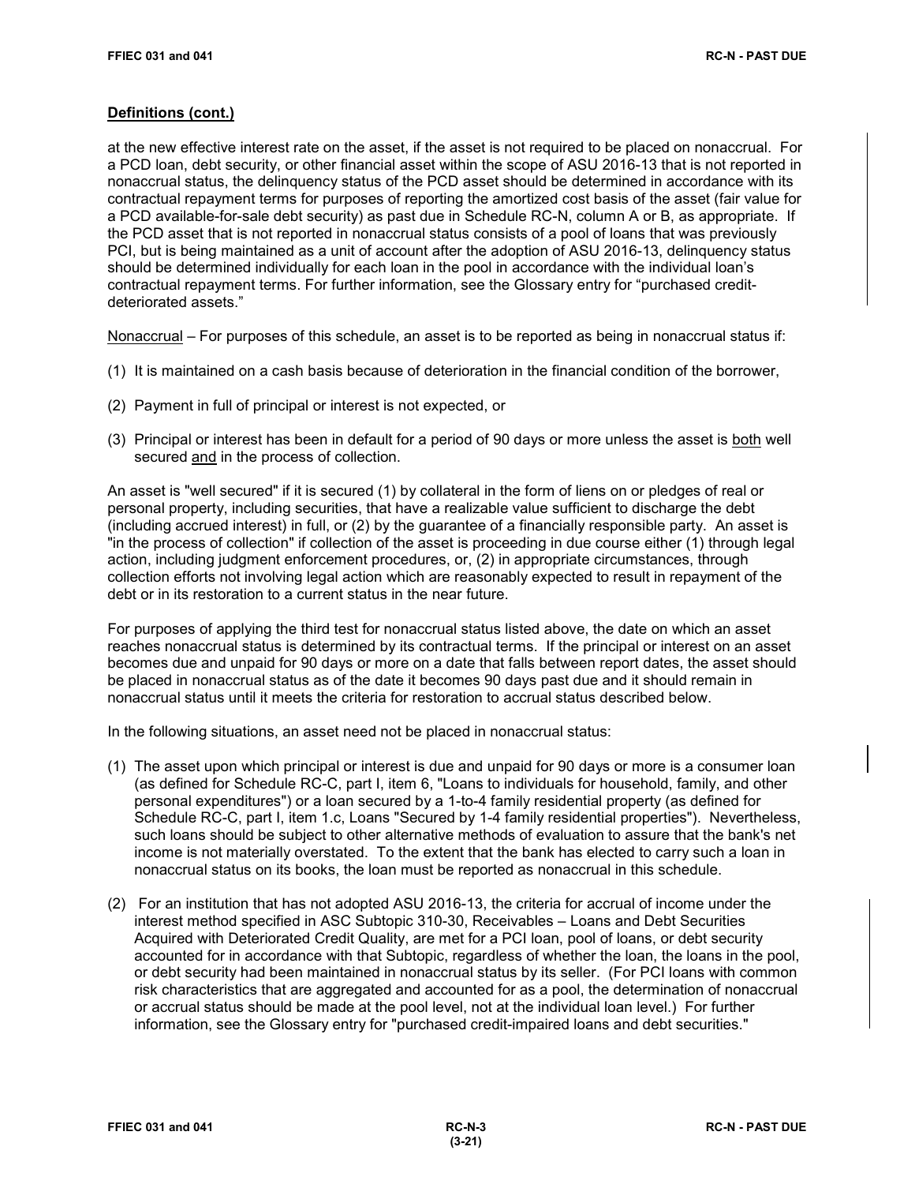## Definitions (cont.)

at the new effective interest rate on the asset, if the asset is not required to be placed on nonaccrual. For a PCD loan, debt security, or other financial asset within the scope of ASU 2016-13 that is not reported in nonaccrual status, the delinquency status of the PCD asset should be determined in accordance with its contractual repayment terms for purposes of reporting the amortized cost basis of the asset (fair value for a PCD available-for-sale debt security) as past due in Schedule RC-N, column A or B, as appropriate. If the PCD asset that is not reported in nonaccrual status consists of a pool of loans that was previously PCI, but is being maintained as a unit of account after the adoption of ASU 2016-13, delinquency status should be determined individually for each loan in the pool in accordance with the individual loan's contractual repayment terms. For further information, see the Glossary entry for "purchased credit-deteriorated assets."

Nonaccrual – For purposes of this schedule, an asset is to be reported as being in nonaccrual status if:

(1) It is maintained on a cash basis because of deterioration in the financial condition of the borrower,

(2) Payment in full of principal or interest is not expected, or

(3) Principal or interest has been in default for a period of 90 days or more unless the asset is both well secured and in the process of collection.

An asset is "well secured" if it is secured (1) by collateral in the form of liens on or pledges of real or personal property, including securities, that have a realizable value sufficient to discharge the debt (including accrued interest) in full, or (2) by the guarantee of a financially responsible party. An asset is "in the process of collection" if collection of the asset is proceeding in due course either (1) through legal action, including judgment enforcement procedures, or, (2) in appropriate circumstances, through collection efforts not involving legal action which are reasonably expected to result in repayment of the debt or in its restoration to a current status in the near future.

For purposes of applying the third test for nonaccrual status listed above, the date on which an asset reaches nonaccrual status is determined by its contractual terms. If the principal or interest on an asset becomes due and unpaid for 90 days or more on a date that falls between report dates, the asset should be placed in nonaccrual status as of the date it becomes 90 days past due and it should remain in nonaccrual status until it meets the criteria for restoration to accrual status described below.

In the following situations, an asset need not be placed in nonaccrual status:

(1) The asset upon which principal or interest is due and unpaid for 90 days or more is a consumer loan (as defined for Schedule RC-C, part I, item 6, "Loans to individuals for household, family, and other personal expenditures") or a loan secured by a 1-to-4 family residential property (as defined for Schedule RC-C, part I, item 1.c, Loans "Secured by 1-4 family residential properties"). Nevertheless, such loans should be subject to other alternative methods of evaluation to assure that the bank's net income is not materially overstated. To the extent that the bank has elected to carry such a loan in nonaccrual status on its books, the loan must be reported as nonaccrual in this schedule.

(2) For an institution that has not adopted ASU 2016-13, the criteria for accrual of income under the interest method specified in ASC Subtopic 310-30, Receivables – Loans and Debt Securities Acquired with Deteriorated Credit Quality, are met for a PCI loan, pool of loans, or debt security accounted for in accordance with that Subtopic, regardless of whether the loan, the loans in the pool, or debt security had been maintained in nonaccrual status by its seller. (For PCI loans with common risk characteristics that are aggregated and accounted for as a pool, the determination of nonaccrual or accrual status should be made at the pool level, not at the individual loan level.) For further information, see the Glossary entry for "purchased credit-impaired loans and debt securities."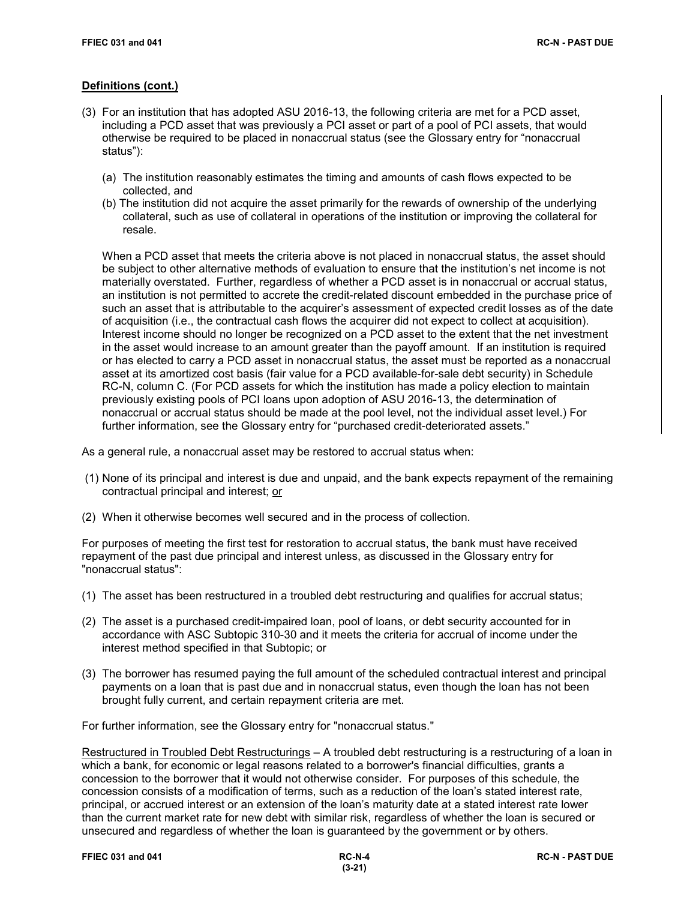**Definitions (cont.)**

(3) For an institution that has adopted ASU 2016-13, the following criteria are met for a PCD asset, including a PCD asset that was previously a PCI asset or part of a pool of PCI assets, that would otherwise be required to be placed in nonaccrual status (see the Glossary entry for "nonaccrual status"):

   (a) The institution reasonably estimates the timing and amounts of cash flows expected to be collected, and

   (b) The institution did not acquire the asset primarily for the rewards of ownership of the underlying collateral, such as use of collateral in operations of the institution or improving the collateral for resale.

   When a PCD asset that meets the criteria above is not placed in nonaccrual status, the asset should be subject to other alternative methods of evaluation to ensure that the institution's net income is not materially overstated. Further, regardless of whether a PCD asset is in nonaccrual or accrual status, an institution is not permitted to accrete the credit-related discount embedded in the purchase price of such an asset that is attributable to the acquirer's assessment of expected credit losses as of the date of acquisition (i.e., the contractual cash flows the acquirer did not expect to collect at acquisition). Interest income should no longer be recognized on a PCD asset to the extent that the net investment in the asset would increase to an amount greater than the payoff amount. If an institution is required or has elected to carry a PCD asset in nonaccrual status, the asset must be reported as a nonaccrual asset at its amortized cost basis (fair value for a PCD available-for-sale debt security) in Schedule RC-N, column C. (For PCD assets for which the institution has made a policy election to maintain previously existing pools of PCI loans upon adoption of ASU 2016-13, the determination of nonaccrual or accrual status should be made at the pool level, not the individual asset level.) For further information, see the Glossary entry for "purchased credit-deteriorated assets."

As a general rule, a nonaccrual asset may be restored to accrual status when:

(1) None of its principal and interest is due and unpaid, and the bank expects repayment of the remaining contractual principal and interest; or

(2) When it otherwise becomes well secured and in the process of collection.

For purposes of meeting the first test for restoration to accrual status, the bank must have received repayment of the past due principal and interest unless, as discussed in the Glossary entry for "nonaccrual status":

(1) The asset has been restructured in a troubled debt restructuring and qualifies for accrual status;

(2) The asset is a purchased credit-impaired loan, pool of loans, or debt security accounted for in accordance with ASC Subtopic 310-30 and it meets the criteria for accrual of income under the interest method specified in that Subtopic; or

(3) The borrower has resumed paying the full amount of the scheduled contractual interest and principal payments on a loan that is past due and in nonaccrual status, even though the loan has not been brought fully current, and certain repayment criteria are met.

For further information, see the Glossary entry for "nonaccrual status."

Restructured in Troubled Debt Restructurings – A troubled debt restructuring is a restructuring of a loan in which a bank, for economic or legal reasons related to a borrower's financial difficulties, grants a concession to the borrower that it would not otherwise consider. For purposes of this schedule, the concession consists of a modification of terms, such as a reduction of the loan's stated interest rate, principal, or accrued interest or an extension of the loan's maturity date at a stated interest rate lower than the current market rate for new debt with similar risk, regardless of whether the loan is secured or unsecured and regardless of whether the loan is guaranteed by the government or by others.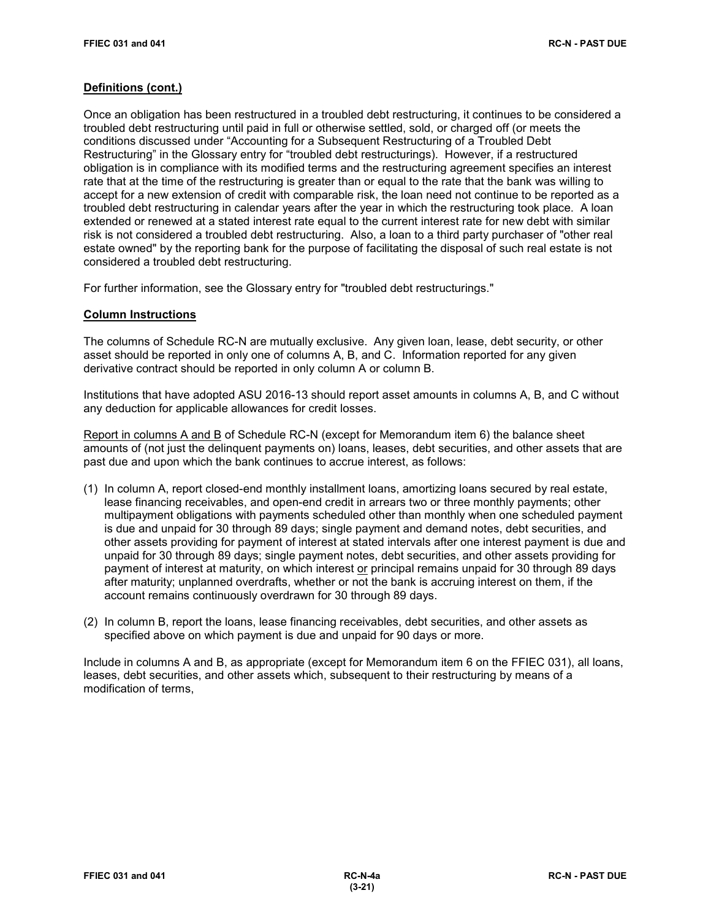## Definitions (cont.)

Once an obligation has been restructured in a troubled debt restructuring, it continues to be considered a troubled debt restructuring until paid in full or otherwise settled, sold, or charged off (or meets the conditions discussed under "Accounting for a Subsequent Restructuring of a Troubled Debt Restructuring" in the Glossary entry for "troubled debt restructurings). However, if a restructured obligation is in compliance with its modified terms and the restructuring agreement specifies an interest rate that at the time of the restructuring is greater than or equal to the rate that the bank was willing to accept for a new extension of credit with comparable risk, the loan need not continue to be reported as a troubled debt restructuring in calendar years after the year in which the restructuring took place. A loan extended or renewed at a stated interest rate equal to the current interest rate for new debt with similar risk is not considered a troubled debt restructuring. Also, a loan to a third party purchaser of "other real estate owned" by the reporting bank for the purpose of facilitating the disposal of such real estate is not considered a troubled debt restructuring.

For further information, see the Glossary entry for "troubled debt restructurings."

## Column Instructions

The columns of Schedule RC-N are mutually exclusive. Any given loan, lease, debt security, or other asset should be reported in only one of columns A, B, and C. Information reported for any given derivative contract should be reported in only column A or column B.

Institutions that have adopted ASU 2016-13 should report asset amounts in columns A, B, and C without any deduction for applicable allowances for credit losses.

Report in columns A and B of Schedule RC-N (except for Memorandum item 6) the balance sheet amounts of (not just the delinquent payments on) loans, leases, debt securities, and other assets that are past due and upon which the bank continues to accrue interest, as follows:

(1) In column A, report closed-end monthly installment loans, amortizing loans secured by real estate, lease financing receivables, and open-end credit in arrears two or three monthly payments; other multipayment obligations with payments scheduled other than monthly when one scheduled payment is due and unpaid for 30 through 89 days; single payment and demand notes, debt securities, and other assets providing for payment of interest at stated intervals after one interest payment is due and unpaid for 30 through 89 days; single payment notes, debt securities, and other assets providing for payment of interest at maturity, on which interest or principal remains unpaid for 30 through 89 days after maturity; unplanned overdrafts, whether or not the bank is accruing interest on them, if the account remains continuously overdrawn for 30 through 89 days.

(2) In column B, report the loans, lease financing receivables, debt securities, and other assets as specified above on which payment is due and unpaid for 90 days or more.

Include in columns A and B, as appropriate (except for Memorandum item 6 on the FFIEC 031), all loans, leases, debt securities, and other assets which, subsequent to their restructuring by means of a modification of terms,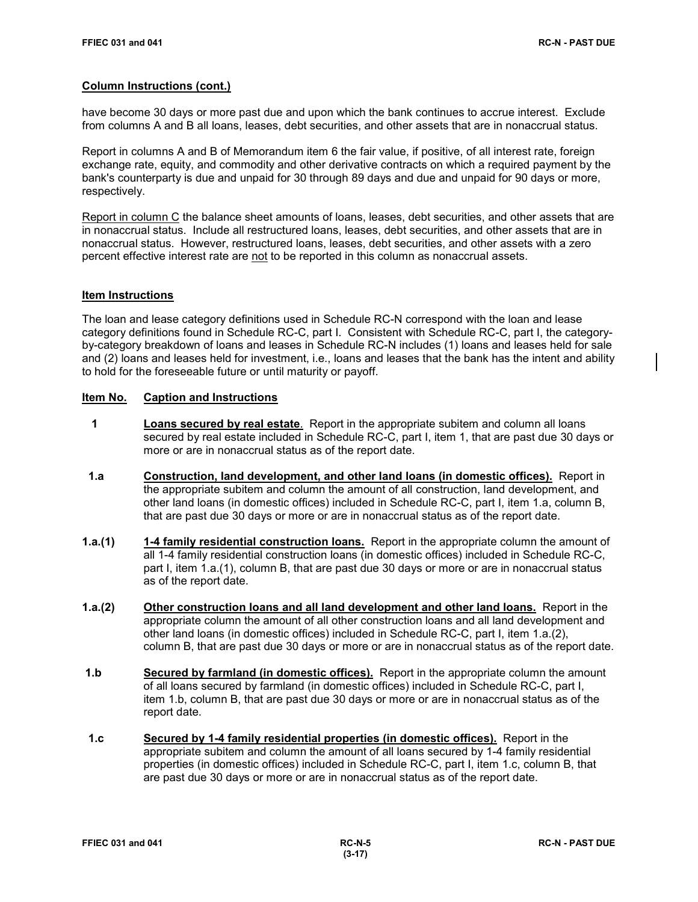**Column Instructions (cont.)**

have become 30 days or more past due and upon which the bank continues to accrue interest. Exclude from columns A and B all loans, leases, debt securities, and other assets that are in nonaccrual status.

Report in columns A and B of Memorandum item 6 the fair value, if positive, of all interest rate, foreign exchange rate, equity, and commodity and other derivative contracts on which a required payment by the bank's counterparty is due and unpaid for 30 through 89 days and due and unpaid for 90 days or more, respectively.

Report in column C the balance sheet amounts of loans, leases, debt securities, and other assets that are in nonaccrual status. Include all restructured loans, leases, debt securities, and other assets that are in nonaccrual status. However, restructured loans, leases, debt securities, and other assets with a zero percent effective interest rate are not to be reported in this column as nonaccrual assets.

**Item Instructions**

The loan and lease category definitions used in Schedule RC-N correspond with the loan and lease category definitions found in Schedule RC-C, part I. Consistent with Schedule RC-C, part I, the category-by-category breakdown of loans and leases in Schedule RC-N includes (1) loans and leases held for sale and (2) loans and leases held for investment, i.e., loans and leases that the bank has the intent and ability to hold for the foreseeable future or until maturity or payoff.

| Item No. | Caption and Instructions |
|---|---|
| 1 | **Loans secured by real estate**. Report in the appropriate subitem and column all loans secured by real estate included in Schedule RC-C, part I, item 1, that are past due 30 days or more or are in nonaccrual status as of the report date. |
| 1.a | **Construction, land development, and other land loans (in domestic offices).** Report in the appropriate subitem and column the amount of all construction, land development, and other land loans (in domestic offices) included in Schedule RC-C, part I, item 1.a, column B, that are past due 30 days or more or are in nonaccrual status as of the report date. |
| 1.a.(1) | **1-4 family residential construction loans.** Report in the appropriate column the amount of all 1-4 family residential construction loans (in domestic offices) included in Schedule RC-C, part I, item 1.a.(1), column B, that are past due 30 days or more or are in nonaccrual status as of the report date. |
| 1.a.(2) | **Other construction loans and all land development and other land loans.** Report in the appropriate column the amount of all other construction loans and all land development and other land loans (in domestic offices) included in Schedule RC-C, part I, item 1.a.(2), column B, that are past due 30 days or more or are in nonaccrual status as of the report date. |
| 1.b | **Secured by farmland (in domestic offices).** Report in the appropriate column the amount of all loans secured by farmland (in domestic offices) included in Schedule RC-C, part I, item 1.b, column B, that are past due 30 days or more or are in nonaccrual status as of the report date. |
| 1.c | **Secured by 1-4 family residential properties (in domestic offices).** Report in the appropriate subitem and column the amount of all loans secured by 1-4 family residential properties (in domestic offices) included in Schedule RC-C, part I, item 1.c, column B, that are past due 30 days or more or are in nonaccrual status as of the report date. |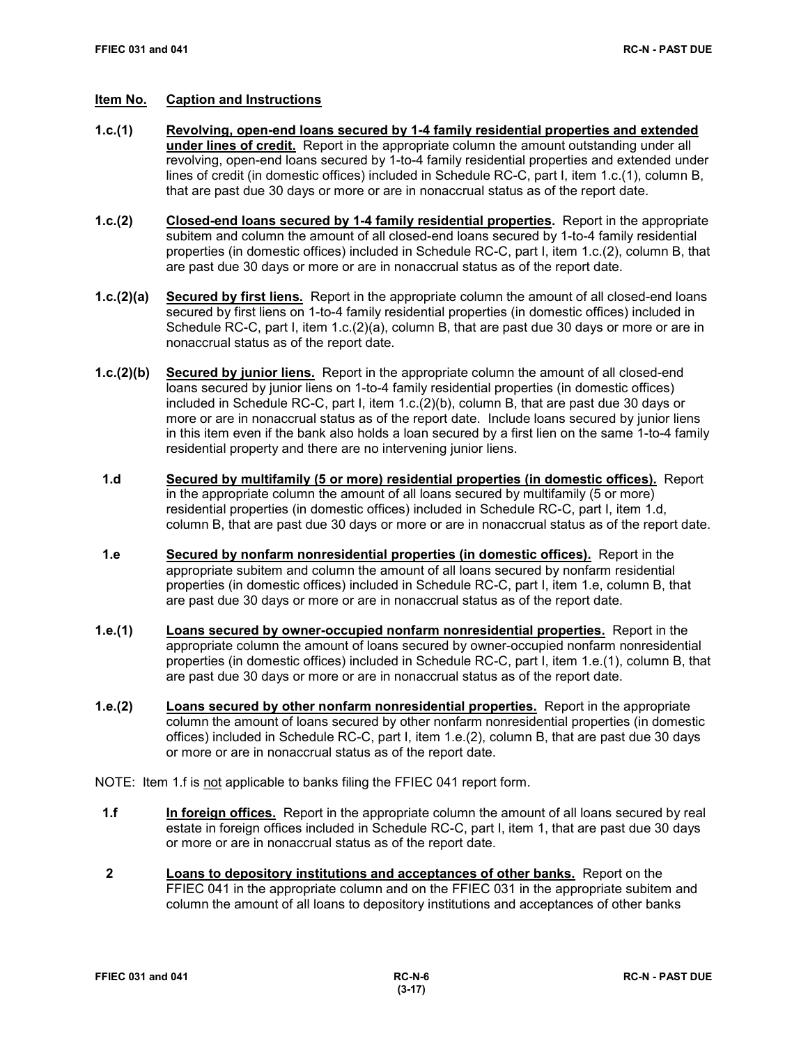**Item No.** **Caption and Instructions**

**1.c.(1)** **Revolving, open-end loans secured by 1-4 family residential properties and extended under lines of credit.** Report in the appropriate column the amount outstanding under all revolving, open-end loans secured by 1-to-4 family residential properties and extended under lines of credit (in domestic offices) included in Schedule RC-C, part I, item 1.c.(1), column B, that are past due 30 days or more or are in nonaccrual status as of the report date.

**1.c.(2)** **Closed-end loans secured by 1-4 family residential properties.** Report in the appropriate subitem and column the amount of all closed-end loans secured by 1-to-4 family residential properties (in domestic offices) included in Schedule RC-C, part I, item 1.c.(2), column B, that are past due 30 days or more or are in nonaccrual status as of the report date.

**1.c.(2)(a)** **Secured by first liens.** Report in the appropriate column the amount of all closed-end loans secured by first liens on 1-to-4 family residential properties (in domestic offices) included in Schedule RC-C, part I, item 1.c.(2)(a), column B, that are past due 30 days or more or are in nonaccrual status as of the report date.

**1.c.(2)(b)** **Secured by junior liens.** Report in the appropriate column the amount of all closed-end loans secured by junior liens on 1-to-4 family residential properties (in domestic offices) included in Schedule RC-C, part I, item 1.c.(2)(b), column B, that are past due 30 days or more or are in nonaccrual status as of the report date. Include loans secured by junior liens in this item even if the bank also holds a loan secured by a first lien on the same 1-to-4 family residential property and there are no intervening junior liens.

**1.d** **Secured by multifamily (5 or more) residential properties (in domestic offices).** Report in the appropriate column the amount of all loans secured by multifamily (5 or more) residential properties (in domestic offices) included in Schedule RC-C, part I, item 1.d, column B, that are past due 30 days or more or are in nonaccrual status as of the report date.

**1.e** **Secured by nonfarm nonresidential properties (in domestic offices).** Report in the appropriate subitem and column the amount of all loans secured by nonfarm residential properties (in domestic offices) included in Schedule RC-C, part I, item 1.e, column B, that are past due 30 days or more or are in nonaccrual status as of the report date.

**1.e.(1)** **Loans secured by owner-occupied nonfarm nonresidential properties.** Report in the appropriate column the amount of loans secured by owner-occupied nonfarm nonresidential properties (in domestic offices) included in Schedule RC-C, part I, item 1.e.(1), column B, that are past due 30 days or more or are in nonaccrual status as of the report date.

**1.e.(2)** **Loans secured by other nonfarm nonresidential properties.** Report in the appropriate column the amount of loans secured by other nonfarm nonresidential properties (in domestic offices) included in Schedule RC-C, part I, item 1.e.(2), column B, that are past due 30 days or more or are in nonaccrual status as of the report date.

NOTE: Item 1.f is not applicable to banks filing the FFIEC 041 report form.

**1.f** **In foreign offices.** Report in the appropriate column the amount of all loans secured by real estate in foreign offices included in Schedule RC-C, part I, item 1, that are past due 30 days or more or are in nonaccrual status as of the report date.

**2** **Loans to depository institutions and acceptances of other banks.** Report on the FFIEC 041 in the appropriate column and on the FFIEC 031 in the appropriate subitem and column the amount of all loans to depository institutions and acceptances of other banks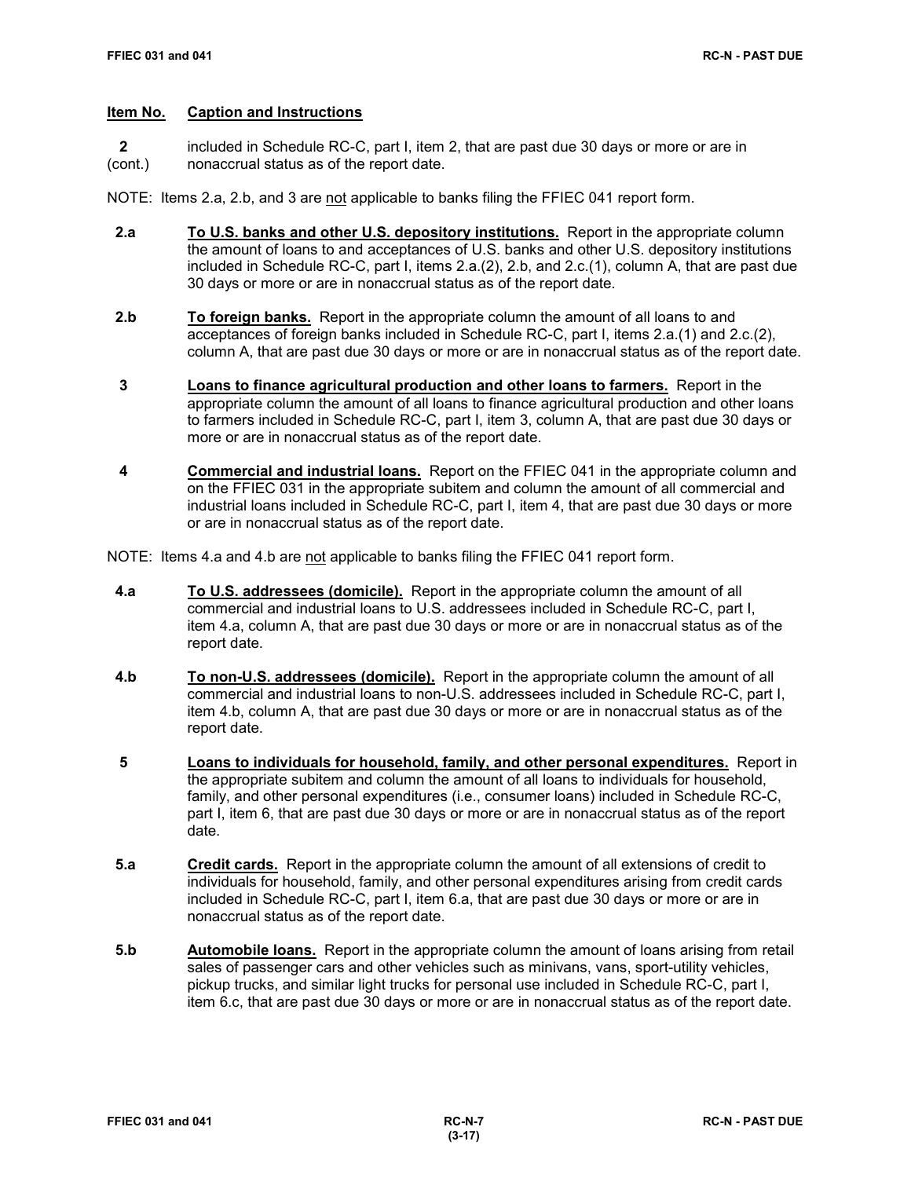**Item No.** **Caption and Instructions**

**2** (cont.) included in Schedule RC-C, part I, item 2, that are past due 30 days or more or are in nonaccrual status as of the report date.

NOTE: Items 2.a, 2.b, and 3 are not applicable to banks filing the FFIEC 041 report form.

**2.a** **To U.S. banks and other U.S. depository institutions.** Report in the appropriate column the amount of loans to and acceptances of U.S. banks and other U.S. depository institutions included in Schedule RC-C, part I, items 2.a.(2), 2.b, and 2.c.(1), column A, that are past due 30 days or more or are in nonaccrual status as of the report date.

**2.b** **To foreign banks.** Report in the appropriate column the amount of all loans to and acceptances of foreign banks included in Schedule RC-C, part I, items 2.a.(1) and 2.c.(2), column A, that are past due 30 days or more or are in nonaccrual status as of the report date.

**3** **Loans to finance agricultural production and other loans to farmers.** Report in the appropriate column the amount of all loans to finance agricultural production and other loans to farmers included in Schedule RC-C, part I, item 3, column A, that are past due 30 days or more or are in nonaccrual status as of the report date.

**4** **Commercial and industrial loans.** Report on the FFIEC 041 in the appropriate column and on the FFIEC 031 in the appropriate subitem and column the amount of all commercial and industrial loans included in Schedule RC-C, part I, item 4, that are past due 30 days or more or are in nonaccrual status as of the report date.

NOTE: Items 4.a and 4.b are not applicable to banks filing the FFIEC 041 report form.

**4.a** **To U.S. addressees (domicile).** Report in the appropriate column the amount of all commercial and industrial loans to U.S. addressees included in Schedule RC-C, part I, item 4.a, column A, that are past due 30 days or more or are in nonaccrual status as of the report date.

**4.b** **To non-U.S. addressees (domicile).** Report in the appropriate column the amount of all commercial and industrial loans to non-U.S. addressees included in Schedule RC-C, part I, item 4.b, column A, that are past due 30 days or more or are in nonaccrual status as of the report date.

**5** **Loans to individuals for household, family, and other personal expenditures.** Report in the appropriate subitem and column the amount of all loans to individuals for household, family, and other personal expenditures (i.e., consumer loans) included in Schedule RC-C, part I, item 6, that are past due 30 days or more or are in nonaccrual status as of the report date.

**5.a** **Credit cards.** Report in the appropriate column the amount of all extensions of credit to individuals for household, family, and other personal expenditures arising from credit cards included in Schedule RC-C, part I, item 6.a, that are past due 30 days or more or are in nonaccrual status as of the report date.

**5.b** **Automobile loans.** Report in the appropriate column the amount of loans arising from retail sales of passenger cars and other vehicles such as minivans, vans, sport-utility vehicles, pickup trucks, and similar light trucks for personal use included in Schedule RC-C, part I, item 6.c, that are past due 30 days or more or are in nonaccrual status as of the report date.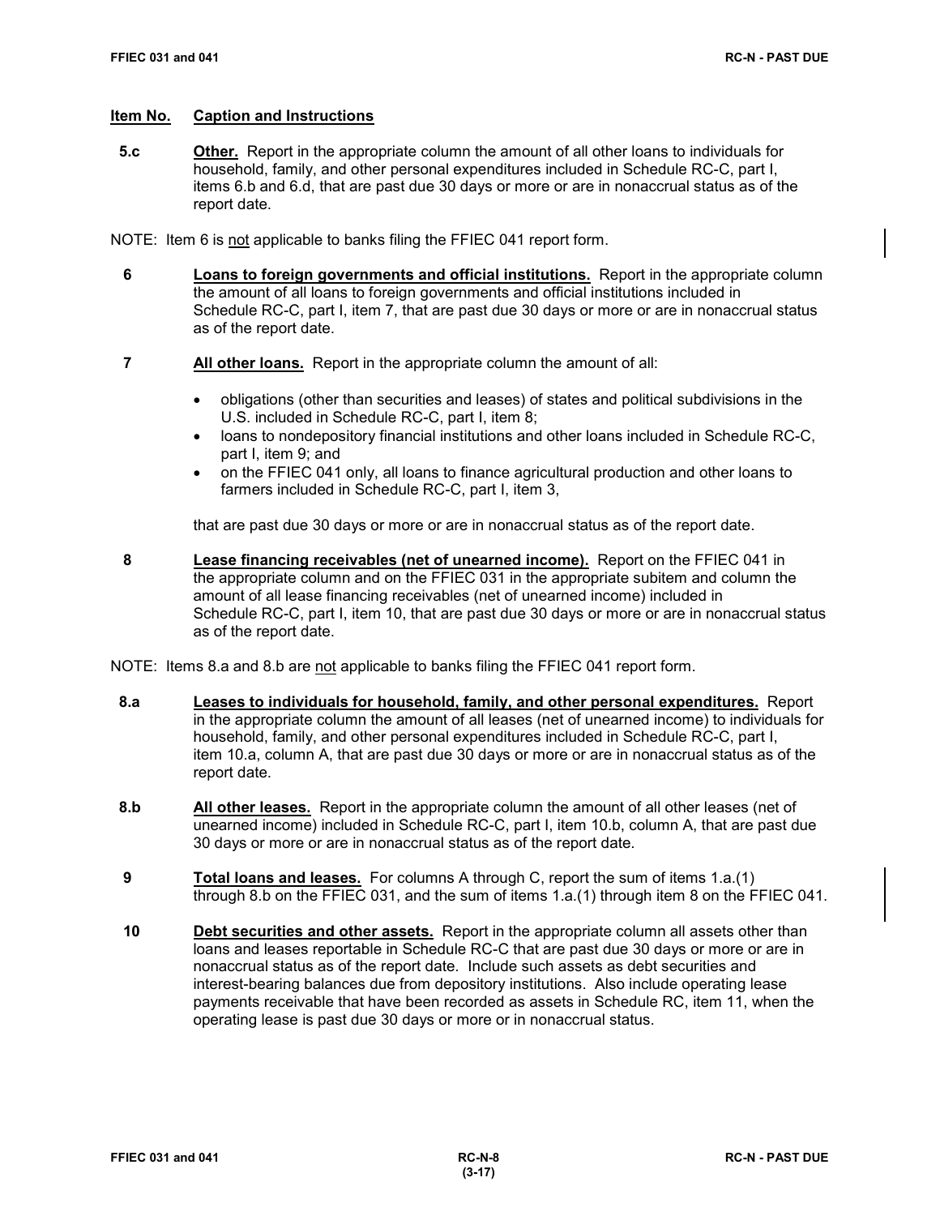| Item No. | Caption and Instructions |
|---|---|
| 5.c | **Other.** Report in the appropriate column the amount of all other loans to individuals for household, family, and other personal expenditures included in Schedule RC-C, part I, items 6.b and 6.d, that are past due 30 days or more or are in nonaccrual status as of the report date. |

NOTE: Item 6 is not applicable to banks filing the FFIEC 041 report form.

**6** **Loans to foreign governments and official institutions.** Report in the appropriate column the amount of all loans to foreign governments and official institutions included in Schedule RC-C, part I, item 7, that are past due 30 days or more or are in nonaccrual status as of the report date.

**7** **All other loans.** Report in the appropriate column the amount of all:

- obligations (other than securities and leases) of states and political subdivisions in the U.S. included in Schedule RC-C, part I, item 8;
- loans to nondepository financial institutions and other loans included in Schedule RC-C, part I, item 9; and
- on the FFIEC 041 only, all loans to finance agricultural production and other loans to farmers included in Schedule RC-C, part I, item 3,

that are past due 30 days or more or are in nonaccrual status as of the report date.

**8** **Lease financing receivables (net of unearned income).** Report on the FFIEC 041 in the appropriate column and on the FFIEC 031 in the appropriate subitem and column the amount of all lease financing receivables (net of unearned income) included in Schedule RC-C, part I, item 10, that are past due 30 days or more or are in nonaccrual status as of the report date.

NOTE: Items 8.a and 8.b are not applicable to banks filing the FFIEC 041 report form.

**8.a** **Leases to individuals for household, family, and other personal expenditures.** Report in the appropriate column the amount of all leases (net of unearned income) to individuals for household, family, and other personal expenditures included in Schedule RC-C, part I, item 10.a, column A, that are past due 30 days or more or are in nonaccrual status as of the report date.

**8.b** **All other leases.** Report in the appropriate column the amount of all other leases (net of unearned income) included in Schedule RC-C, part I, item 10.b, column A, that are past due 30 days or more or are in nonaccrual status as of the report date.

**9** **Total loans and leases.** For columns A through C, report the sum of items 1.a.(1) through 8.b on the FFIEC 031, and the sum of items 1.a.(1) through item 8 on the FFIEC 041.

**10** **Debt securities and other assets.** Report in the appropriate column all assets other than loans and leases reportable in Schedule RC-C that are past due 30 days or more or are in nonaccrual status as of the report date. Include such assets as debt securities and interest-bearing balances due from depository institutions. Also include operating lease payments receivable that have been recorded as assets in Schedule RC, item 11, when the operating lease is past due 30 days or more or in nonaccrual status.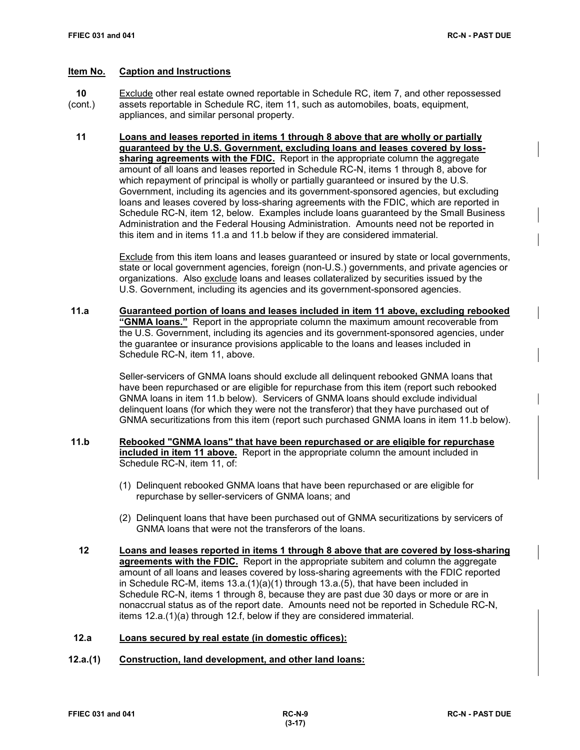**Item No.** **Caption and Instructions**

**10** (cont.) Exclude other real estate owned reportable in Schedule RC, item 7, and other repossessed assets reportable in Schedule RC, item 11, such as automobiles, boats, equipment, appliances, and similar personal property.

**11** **Loans and leases reported in items 1 through 8 above that are wholly or partially guaranteed by the U.S. Government, excluding loans and leases covered by loss-sharing agreements with the FDIC.** Report in the appropriate column the aggregate amount of all loans and leases reported in Schedule RC-N, items 1 through 8, above for which repayment of principal is wholly or partially guaranteed or insured by the U.S. Government, including its agencies and its government-sponsored agencies, but excluding loans and leases covered by loss-sharing agreements with the FDIC, which are reported in Schedule RC-N, item 12, below. Examples include loans guaranteed by the Small Business Administration and the Federal Housing Administration. Amounts need not be reported in this item and in items 11.a and 11.b below if they are considered immaterial.

Exclude from this item loans and leases guaranteed or insured by state or local governments, state or local government agencies, foreign (non-U.S.) governments, and private agencies or organizations. Also exclude loans and leases collateralized by securities issued by the U.S. Government, including its agencies and its government-sponsored agencies.

**11.a** **Guaranteed portion of loans and leases included in item 11 above, excluding rebooked "GNMA loans."** Report in the appropriate column the maximum amount recoverable from the U.S. Government, including its agencies and its government-sponsored agencies, under the guarantee or insurance provisions applicable to the loans and leases included in Schedule RC-N, item 11, above.

Seller-servicers of GNMA loans should exclude all delinquent rebooked GNMA loans that have been repurchased or are eligible for repurchase from this item (report such rebooked GNMA loans in item 11.b below). Servicers of GNMA loans should exclude individual delinquent loans (for which they were not the transferor) that they have purchased out of GNMA securitizations from this item (report such purchased GNMA loans in item 11.b below).

**11.b** **Rebooked "GNMA loans" that have been repurchased or are eligible for repurchase included in item 11 above.** Report in the appropriate column the amount included in Schedule RC-N, item 11, of:

(1) Delinquent rebooked GNMA loans that have been repurchased or are eligible for repurchase by seller-servicers of GNMA loans; and

(2) Delinquent loans that have been purchased out of GNMA securitizations by servicers of GNMA loans that were not the transferors of the loans.

**12** **Loans and leases reported in items 1 through 8 above that are covered by loss-sharing agreements with the FDIC.** Report in the appropriate subitem and column the aggregate amount of all loans and leases covered by loss-sharing agreements with the FDIC reported in Schedule RC-M, items 13.a.(1)(a)(1) through 13.a.(5), that have been included in Schedule RC-N, items 1 through 8, because they are past due 30 days or more or are in nonaccrual status as of the report date. Amounts need not be reported in Schedule RC-N, items 12.a.(1)(a) through 12.f, below if they are considered immaterial.

**12.a** **Loans secured by real estate (in domestic offices):**

**12.a.(1)** **Construction, land development, and other land loans:**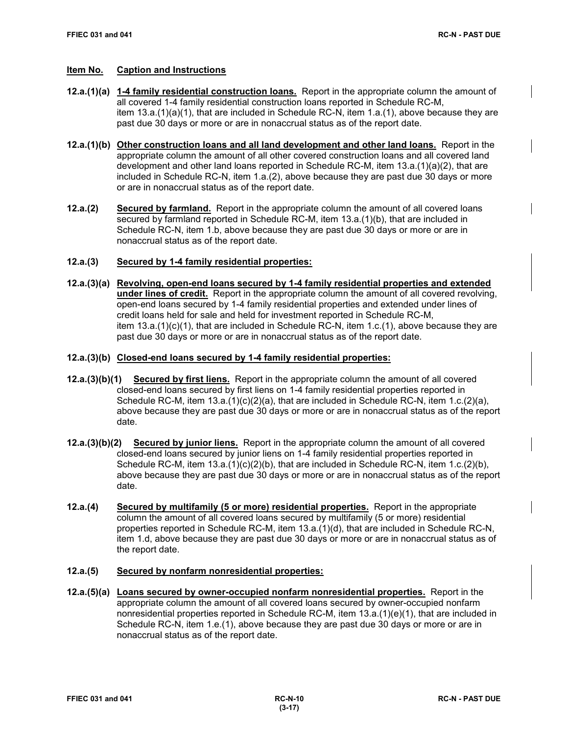**Item No. Caption and Instructions**

**12.a.(1)(a) 1-4 family residential construction loans.** Report in the appropriate column the amount of all covered 1-4 family residential construction loans reported in Schedule RC-M, item 13.a.(1)(a)(1), that are included in Schedule RC-N, item 1.a.(1), above because they are past due 30 days or more or are in nonaccrual status as of the report date.

**12.a.(1)(b) Other construction loans and all land development and other land loans.** Report in the appropriate column the amount of all other covered construction loans and all covered land development and other land loans reported in Schedule RC-M, item 13.a.(1)(a)(2), that are included in Schedule RC-N, item 1.a.(2), above because they are past due 30 days or more or are in nonaccrual status as of the report date.

**12.a.(2) Secured by farmland.** Report in the appropriate column the amount of all covered loans secured by farmland reported in Schedule RC-M, item 13.a.(1)(b), that are included in Schedule RC-N, item 1.b, above because they are past due 30 days or more or are in nonaccrual status as of the report date.

**12.a.(3) Secured by 1-4 family residential properties:**

**12.a.(3)(a) Revolving, open-end loans secured by 1-4 family residential properties and extended under lines of credit.** Report in the appropriate column the amount of all covered revolving, open-end loans secured by 1-4 family residential properties and extended under lines of credit loans held for sale and held for investment reported in Schedule RC-M, item 13.a.(1)(c)(1), that are included in Schedule RC-N, item 1.c.(1), above because they are past due 30 days or more or are in nonaccrual status as of the report date.

**12.a.(3)(b) Closed-end loans secured by 1-4 family residential properties:**

**12.a.(3)(b)(1) Secured by first liens.** Report in the appropriate column the amount of all covered closed-end loans secured by first liens on 1-4 family residential properties reported in Schedule RC-M, item 13.a.(1)(c)(2)(a), that are included in Schedule RC-N, item 1.c.(2)(a), above because they are past due 30 days or more or are in nonaccrual status as of the report date.

**12.a.(3)(b)(2) Secured by junior liens.** Report in the appropriate column the amount of all covered closed-end loans secured by junior liens on 1-4 family residential properties reported in Schedule RC-M, item 13.a.(1)(c)(2)(b), that are included in Schedule RC-N, item 1.c.(2)(b), above because they are past due 30 days or more or are in nonaccrual status as of the report date.

**12.a.(4) Secured by multifamily (5 or more) residential properties.** Report in the appropriate column the amount of all covered loans secured by multifamily (5 or more) residential properties reported in Schedule RC-M, item 13.a.(1)(d), that are included in Schedule RC-N, item 1.d, above because they are past due 30 days or more or are in nonaccrual status as of the report date.

**12.a.(5) Secured by nonfarm nonresidential properties:**

**12.a.(5)(a) Loans secured by owner-occupied nonfarm nonresidential properties.** Report in the appropriate column the amount of all covered loans secured by owner-occupied nonfarm nonresidential properties reported in Schedule RC-M, item 13.a.(1)(e)(1), that are included in Schedule RC-N, item 1.e.(1), above because they are past due 30 days or more or are in nonaccrual status as of the report date.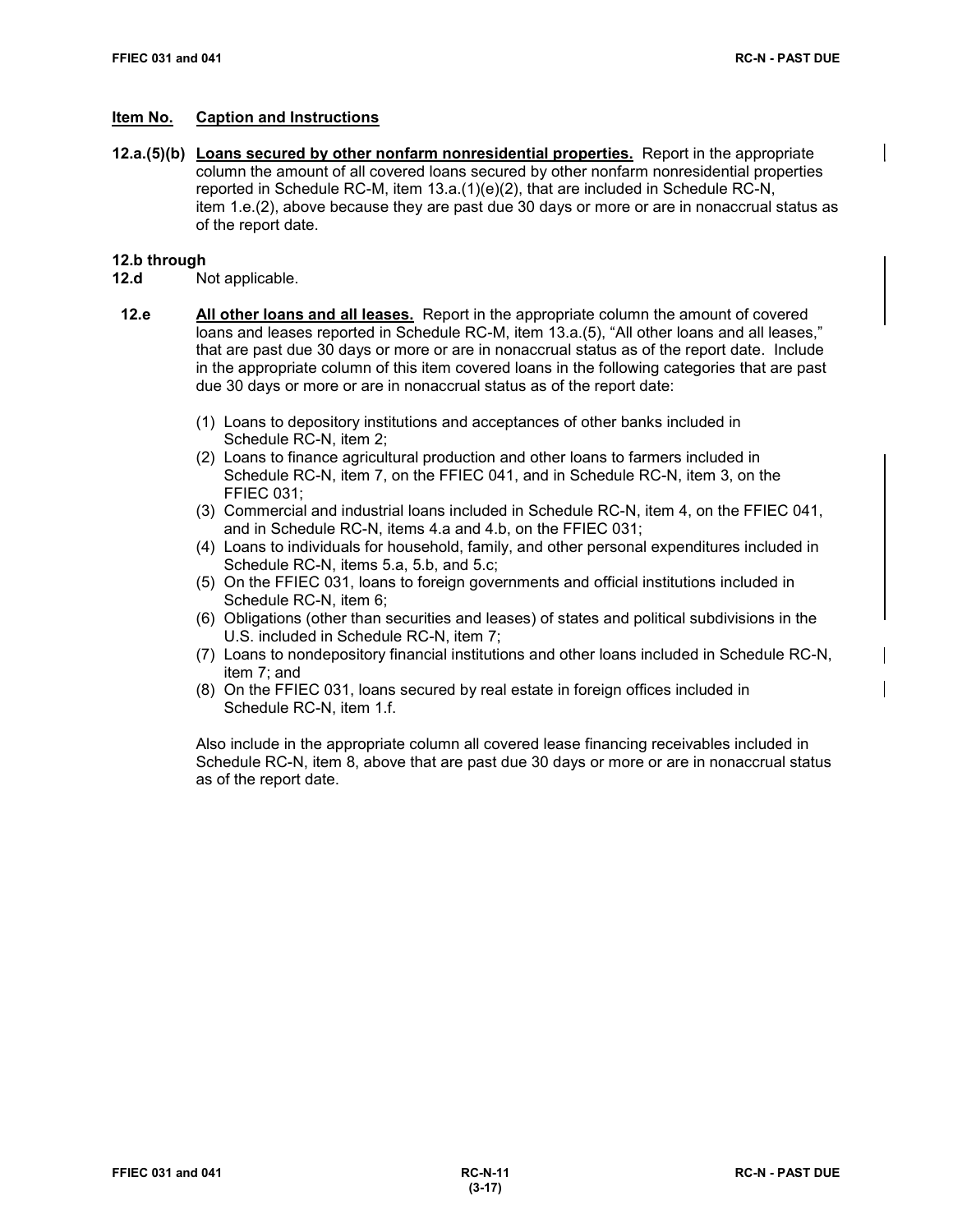**Item No. Caption and Instructions**

**12.a.(5)(b)** **Loans secured by other nonfarm nonresidential properties.** Report in the appropriate column the amount of all covered loans secured by other nonfarm nonresidential properties reported in Schedule RC-M, item 13.a.(1)(e)(2), that are included in Schedule RC-N, item 1.e.(2), above because they are past due 30 days or more or are in nonaccrual status as of the report date.

**12.b through 12.d** Not applicable.

**12.e** **All other loans and all leases.** Report in the appropriate column the amount of covered loans and leases reported in Schedule RC-M, item 13.a.(5), "All other loans and all leases," that are past due 30 days or more or are in nonaccrual status as of the report date. Include in the appropriate column of this item covered loans in the following categories that are past due 30 days or more or are in nonaccrual status as of the report date:

(1) Loans to depository institutions and acceptances of other banks included in Schedule RC-N, item 2;
(2) Loans to finance agricultural production and other loans to farmers included in Schedule RC-N, item 7, on the FFIEC 041, and in Schedule RC-N, item 3, on the FFIEC 031;
(3) Commercial and industrial loans included in Schedule RC-N, item 4, on the FFIEC 041, and in Schedule RC-N, items 4.a and 4.b, on the FFIEC 031;
(4) Loans to individuals for household, family, and other personal expenditures included in Schedule RC-N, items 5.a, 5.b, and 5.c;
(5) On the FFIEC 031, loans to foreign governments and official institutions included in Schedule RC-N, item 6;
(6) Obligations (other than securities and leases) of states and political subdivisions in the U.S. included in Schedule RC-N, item 7;
(7) Loans to nondepository financial institutions and other loans included in Schedule RC-N, item 7; and
(8) On the FFIEC 031, loans secured by real estate in foreign offices included in Schedule RC-N, item 1.f.

Also include in the appropriate column all covered lease financing receivables included in Schedule RC-N, item 8, above that are past due 30 days or more or are in nonaccrual status as of the report date.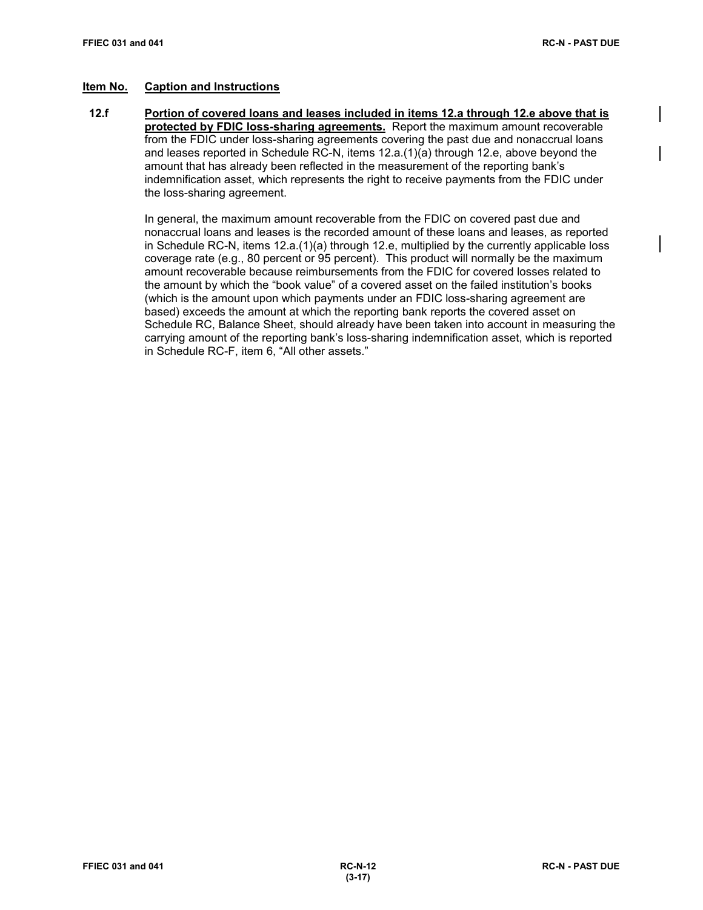**Item No.** **Caption and Instructions**

**12.f** **Portion of covered loans and leases included in items 12.a through 12.e above that is protected by FDIC loss-sharing agreements.** Report the maximum amount recoverable from the FDIC under loss-sharing agreements covering the past due and nonaccrual loans and leases reported in Schedule RC-N, items 12.a.(1)(a) through 12.e, above beyond the amount that has already been reflected in the measurement of the reporting bank's indemnification asset, which represents the right to receive payments from the FDIC under the loss-sharing agreement.

In general, the maximum amount recoverable from the FDIC on covered past due and nonaccrual loans and leases is the recorded amount of these loans and leases, as reported in Schedule RC-N, items 12.a.(1)(a) through 12.e, multiplied by the currently applicable loss coverage rate (e.g., 80 percent or 95 percent). This product will normally be the maximum amount recoverable because reimbursements from the FDIC for covered losses related to the amount by which the "book value" of a covered asset on the failed institution's books (which is the amount upon which payments under an FDIC loss-sharing agreement are based) exceeds the amount at which the reporting bank reports the covered asset on Schedule RC, Balance Sheet, should already have been taken into account in measuring the carrying amount of the reporting bank's loss-sharing indemnification asset, which is reported in Schedule RC-F, item 6, "All other assets."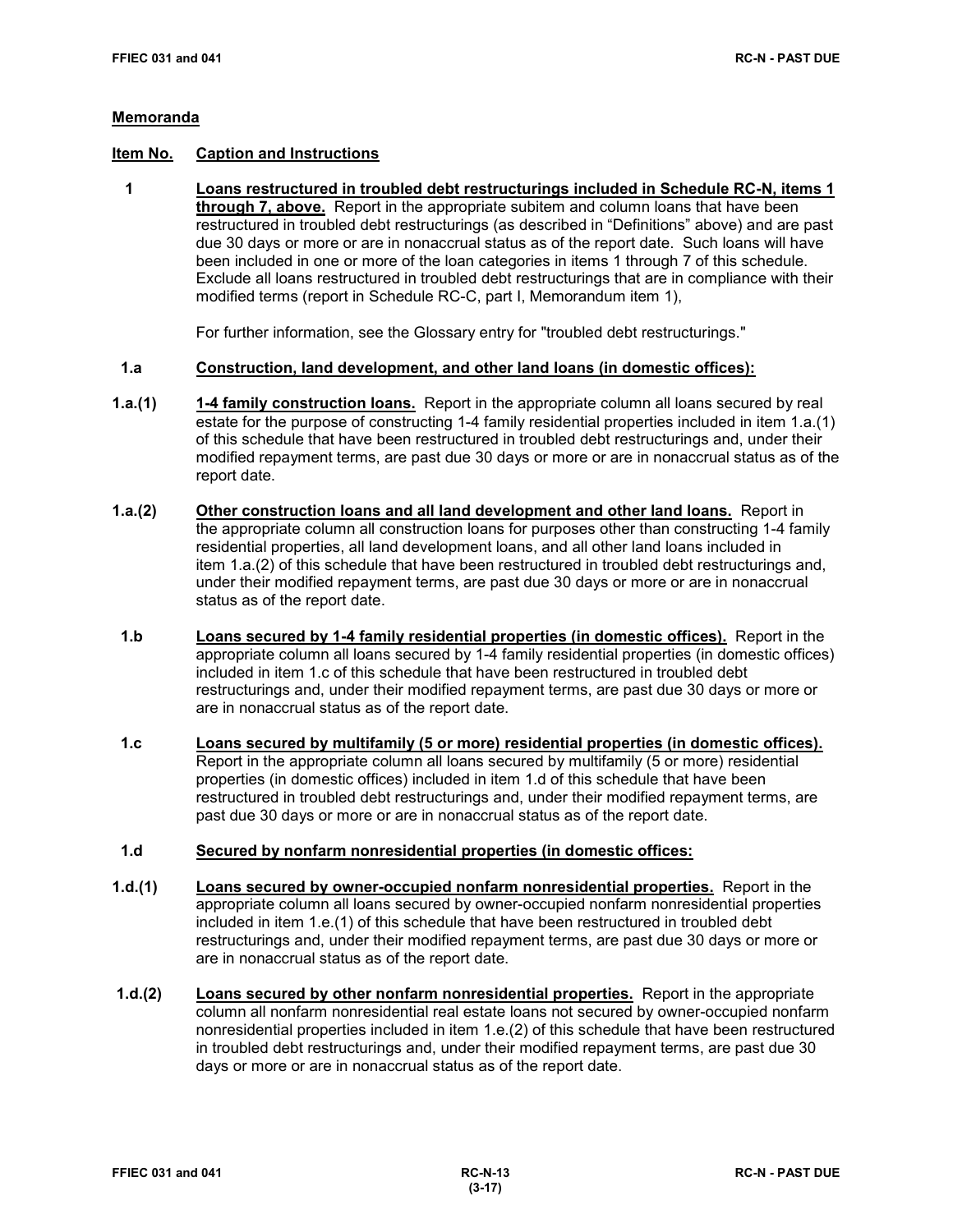## Memoranda

**Item No.** **Caption and Instructions**

**1** **Loans restructured in troubled debt restructurings included in Schedule RC-N, items 1 through 7, above.** Report in the appropriate subitem and column loans that have been restructured in troubled debt restructurings (as described in "Definitions" above) and are past due 30 days or more or are in nonaccrual status as of the report date. Such loans will have been included in one or more of the loan categories in items 1 through 7 of this schedule. Exclude all loans restructured in troubled debt restructurings that are in compliance with their modified terms (report in Schedule RC-C, part I, Memorandum item 1),

For further information, see the Glossary entry for "troubled debt restructurings."

**1.a** **Construction, land development, and other land loans (in domestic offices):**

**1.a.(1)** **1-4 family construction loans.** Report in the appropriate column all loans secured by real estate for the purpose of constructing 1-4 family residential properties included in item 1.a.(1) of this schedule that have been restructured in troubled debt restructurings and, under their modified repayment terms, are past due 30 days or more or are in nonaccrual status as of the report date.

**1.a.(2)** **Other construction loans and all land development and other land loans.** Report in the appropriate column all construction loans for purposes other than constructing 1-4 family residential properties, all land development loans, and all other land loans included in item 1.a.(2) of this schedule that have been restructured in troubled debt restructurings and, under their modified repayment terms, are past due 30 days or more or are in nonaccrual status as of the report date.

**1.b** **Loans secured by 1-4 family residential properties (in domestic offices).** Report in the appropriate column all loans secured by 1-4 family residential properties (in domestic offices) included in item 1.c of this schedule that have been restructured in troubled debt restructurings and, under their modified repayment terms, are past due 30 days or more or are in nonaccrual status as of the report date.

**1.c** **Loans secured by multifamily (5 or more) residential properties (in domestic offices).** Report in the appropriate column all loans secured by multifamily (5 or more) residential properties (in domestic offices) included in item 1.d of this schedule that have been restructured in troubled debt restructurings and, under their modified repayment terms, are past due 30 days or more or are in nonaccrual status as of the report date.

**1.d** **Secured by nonfarm nonresidential properties (in domestic offices:**

**1.d.(1)** **Loans secured by owner-occupied nonfarm nonresidential properties.** Report in the appropriate column all loans secured by owner-occupied nonfarm nonresidential properties included in item 1.e.(1) of this schedule that have been restructured in troubled debt restructurings and, under their modified repayment terms, are past due 30 days or more or are in nonaccrual status as of the report date.

**1.d.(2)** **Loans secured by other nonfarm nonresidential properties.** Report in the appropriate column all nonfarm nonresidential real estate loans not secured by owner-occupied nonfarm nonresidential properties included in item 1.e.(2) of this schedule that have been restructured in troubled debt restructurings and, under their modified repayment terms, are past due 30 days or more or are in nonaccrual status as of the report date.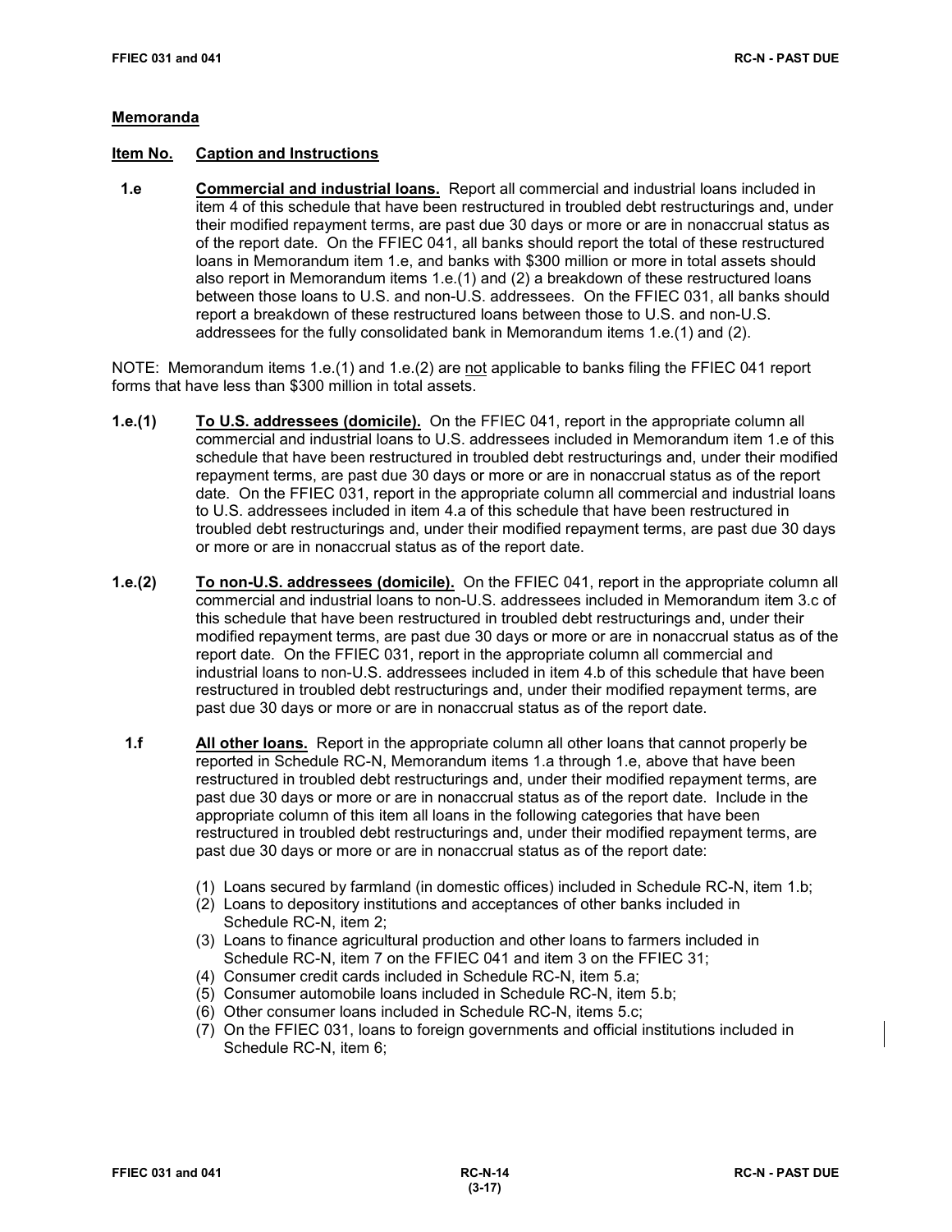## Memoranda

**Item No.** **Caption and Instructions**

**1.e** **Commercial and industrial loans.** Report all commercial and industrial loans included in item 4 of this schedule that have been restructured in troubled debt restructurings and, under their modified repayment terms, are past due 30 days or more or are in nonaccrual status as of the report date. On the FFIEC 041, all banks should report the total of these restructured loans in Memorandum item 1.e, and banks with $300 million or more in total assets should also report in Memorandum items 1.e.(1) and (2) a breakdown of these restructured loans between those loans to U.S. and non-U.S. addressees. On the FFIEC 031, all banks should report a breakdown of these restructured loans between those to U.S. and non-U.S. addressees for the fully consolidated bank in Memorandum items 1.e.(1) and (2).

NOTE: Memorandum items 1.e.(1) and 1.e.(2) are not applicable to banks filing the FFIEC 041 report forms that have less than $300 million in total assets.

**1.e.(1)** **To U.S. addressees (domicile).** On the FFIEC 041, report in the appropriate column all commercial and industrial loans to U.S. addressees included in Memorandum item 1.e of this schedule that have been restructured in troubled debt restructurings and, under their modified repayment terms, are past due 30 days or more or are in nonaccrual status as of the report date. On the FFIEC 031, report in the appropriate column all commercial and industrial loans to U.S. addressees included in item 4.a of this schedule that have been restructured in troubled debt restructurings and, under their modified repayment terms, are past due 30 days or more or are in nonaccrual status as of the report date.

**1.e.(2)** **To non-U.S. addressees (domicile).** On the FFIEC 041, report in the appropriate column all commercial and industrial loans to non-U.S. addressees included in Memorandum item 3.c of this schedule that have been restructured in troubled debt restructurings and, under their modified repayment terms, are past due 30 days or more or are in nonaccrual status as of the report date. On the FFIEC 031, report in the appropriate column all commercial and industrial loans to non-U.S. addressees included in item 4.b of this schedule that have been restructured in troubled debt restructurings and, under their modified repayment terms, are past due 30 days or more or are in nonaccrual status as of the report date.

**1.f** **All other loans.** Report in the appropriate column all other loans that cannot properly be reported in Schedule RC-N, Memorandum items 1.a through 1.e, above that have been restructured in troubled debt restructurings and, under their modified repayment terms, are past due 30 days or more or are in nonaccrual status as of the report date. Include in the appropriate column of this item all loans in the following categories that have been restructured in troubled debt restructurings and, under their modified repayment terms, are past due 30 days or more or are in nonaccrual status as of the report date:

(1) Loans secured by farmland (in domestic offices) included in Schedule RC-N, item 1.b;
(2) Loans to depository institutions and acceptances of other banks included in Schedule RC-N, item 2;
(3) Loans to finance agricultural production and other loans to farmers included in Schedule RC-N, item 7 on the FFIEC 041 and item 3 on the FFIEC 31;
(4) Consumer credit cards included in Schedule RC-N, item 5.a;
(5) Consumer automobile loans included in Schedule RC-N, item 5.b;
(6) Other consumer loans included in Schedule RC-N, items 5.c;
(7) On the FFIEC 031, loans to foreign governments and official institutions included in Schedule RC-N, item 6;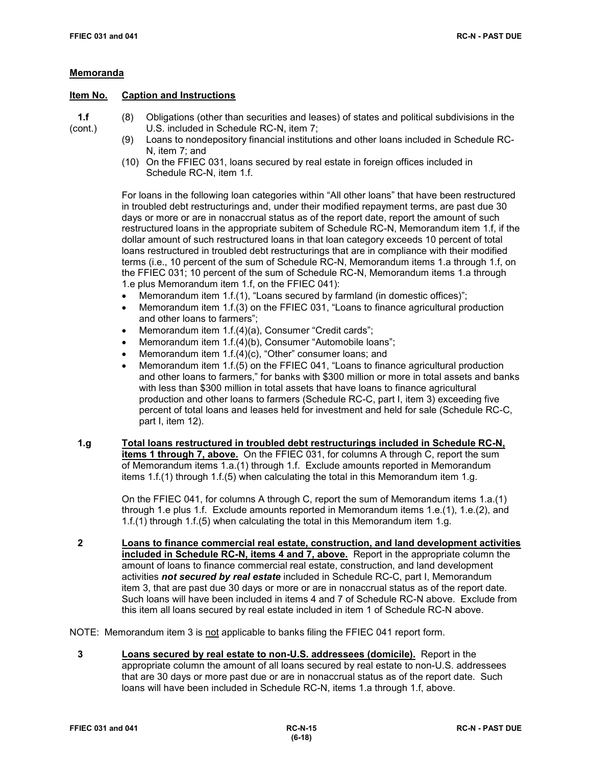## Memoranda

**Item No. Caption and Instructions**

**1.f** (cont.)

(8) Obligations (other than securities and leases) of states and political subdivisions in the U.S. included in Schedule RC-N, item 7;

(9) Loans to nondepository financial institutions and other loans included in Schedule RC-N, item 7; and

(10) On the FFIEC 031, loans secured by real estate in foreign offices included in Schedule RC-N, item 1.f.

For loans in the following loan categories within “All other loans” that have been restructured in troubled debt restructurings and, under their modified repayment terms, are past due 30 days or more or are in nonaccrual status as of the report date, report the amount of such restructured loans in the appropriate subitem of Schedule RC-N, Memorandum item 1.f, if the dollar amount of such restructured loans in that loan category exceeds 10 percent of total loans restructured in troubled debt restructurings that are in compliance with their modified terms (i.e., 10 percent of the sum of Schedule RC-N, Memorandum items 1.a through 1.f, on the FFIEC 031; 10 percent of the sum of Schedule RC-N, Memorandum items 1.a through 1.e plus Memorandum item 1.f, on the FFIEC 041):

- Memorandum item 1.f.(1), “Loans secured by farmland (in domestic offices)”;
- Memorandum item 1.f.(3) on the FFIEC 031, “Loans to finance agricultural production and other loans to farmers”;
- Memorandum item 1.f.(4)(a), Consumer “Credit cards”;
- Memorandum item 1.f.(4)(b), Consumer “Automobile loans”;
- Memorandum item 1.f.(4)(c), “Other” consumer loans; and
- Memorandum item 1.f.(5) on the FFIEC 041, “Loans to finance agricultural production and other loans to farmers,” for banks with $300 million or more in total assets and banks with less than $300 million in total assets that have loans to finance agricultural production and other loans to farmers (Schedule RC-C, part I, item 3) exceeding five percent of total loans and leases held for investment and held for sale (Schedule RC-C, part I, item 12).

**1.g** <u>**Total loans restructured in troubled debt restructurings included in Schedule RC-N, items 1 through 7, above.**</u> On the FFIEC 031, for columns A through C, report the sum of Memorandum items 1.a.(1) through 1.f. Exclude amounts reported in Memorandum items 1.f.(1) through 1.f.(5) when calculating the total in this Memorandum item 1.g.

On the FFIEC 041, for columns A through C, report the sum of Memorandum items 1.a.(1) through 1.e plus 1.f. Exclude amounts reported in Memorandum items 1.e.(1), 1.e.(2), and 1.f.(1) through 1.f.(5) when calculating the total in this Memorandum item 1.g.

**2** <u>**Loans to finance commercial real estate, construction, and land development activities included in Schedule RC-N, items 4 and 7, above.**</u> Report in the appropriate column the amount of loans to finance commercial real estate, construction, and land development activities ***not secured by real estate*** included in Schedule RC-C, part I, Memorandum item 3, that are past due 30 days or more or are in nonaccrual status as of the report date. Such loans will have been included in items 4 and 7 of Schedule RC-N above. Exclude from this item all loans secured by real estate included in item 1 of Schedule RC-N above.

NOTE: Memorandum item 3 is <u>not</u> applicable to banks filing the FFIEC 041 report form.

**3** <u>**Loans secured by real estate to non-U.S. addressees (domicile).**</u> Report in the appropriate column the amount of all loans secured by real estate to non-U.S. addressees that are 30 days or more past due or are in nonaccrual status as of the report date. Such loans will have been included in Schedule RC-N, items 1.a through 1.f, above.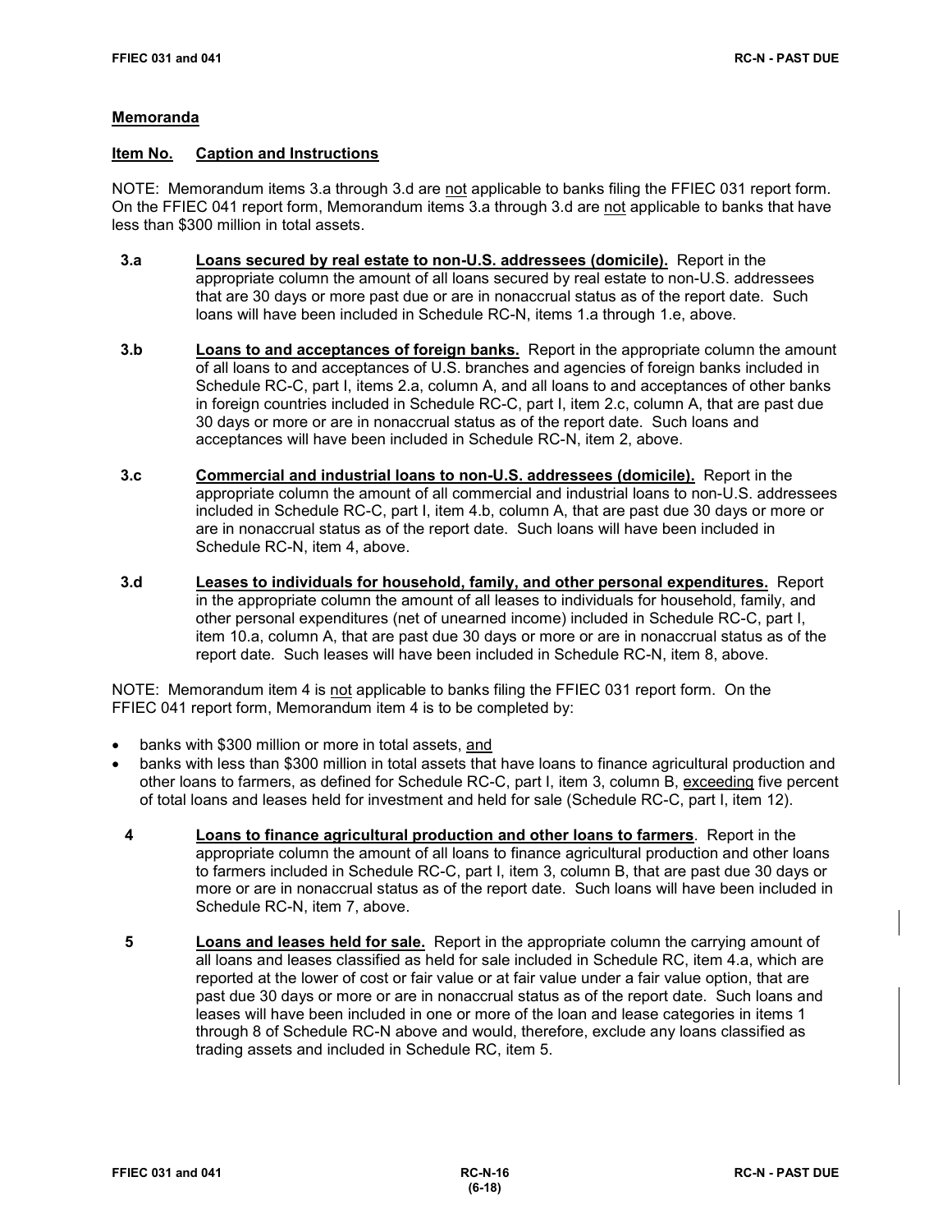## Memoranda

**Item No. Caption and Instructions**

NOTE: Memorandum items 3.a through 3.d are not applicable to banks filing the FFIEC 031 report form. On the FFIEC 041 report form, Memorandum items 3.a through 3.d are not applicable to banks that have less than $300 million in total assets.

**3.a** **Loans secured by real estate to non-U.S. addressees (domicile).** Report in the appropriate column the amount of all loans secured by real estate to non-U.S. addressees that are 30 days or more past due or are in nonaccrual status as of the report date. Such loans will have been included in Schedule RC-N, items 1.a through 1.e, above.

**3.b** **Loans to and acceptances of foreign banks.** Report in the appropriate column the amount of all loans to and acceptances of U.S. branches and agencies of foreign banks included in Schedule RC-C, part I, items 2.a, column A, and all loans to and acceptances of other banks in foreign countries included in Schedule RC-C, part I, item 2.c, column A, that are past due 30 days or more or are in nonaccrual status as of the report date. Such loans and acceptances will have been included in Schedule RC-N, item 2, above.

**3.c** **Commercial and industrial loans to non-U.S. addressees (domicile).** Report in the appropriate column the amount of all commercial and industrial loans to non-U.S. addressees included in Schedule RC-C, part I, item 4.b, column A, that are past due 30 days or more or are in nonaccrual status as of the report date. Such loans will have been included in Schedule RC-N, item 4, above.

**3.d** **Leases to individuals for household, family, and other personal expenditures.** Report in the appropriate column the amount of all leases to individuals for household, family, and other personal expenditures (net of unearned income) included in Schedule RC-C, part I, item 10.a, column A, that are past due 30 days or more or are in nonaccrual status as of the report date. Such leases will have been included in Schedule RC-N, item 8, above.

NOTE: Memorandum item 4 is not applicable to banks filing the FFIEC 031 report form. On the FFIEC 041 report form, Memorandum item 4 is to be completed by:

- banks with $300 million or more in total assets, and
- banks with less than $300 million in total assets that have loans to finance agricultural production and other loans to farmers, as defined for Schedule RC-C, part I, item 3, column B, exceeding five percent of total loans and leases held for investment and held for sale (Schedule RC-C, part I, item 12).

**4** **Loans to finance agricultural production and other loans to farmers**. Report in the appropriate column the amount of all loans to finance agricultural production and other loans to farmers included in Schedule RC-C, part I, item 3, column B, that are past due 30 days or more or are in nonaccrual status as of the report date. Such loans will have been included in Schedule RC-N, item 7, above.

**5** **Loans and leases held for sale.** Report in the appropriate column the carrying amount of all loans and leases classified as held for sale included in Schedule RC, item 4.a, which are reported at the lower of cost or fair value or at fair value under a fair value option, that are past due 30 days or more or are in nonaccrual status as of the report date. Such loans and leases will have been included in one or more of the loan and lease categories in items 1 through 8 of Schedule RC-N above and would, therefore, exclude any loans classified as trading assets and included in Schedule RC, item 5.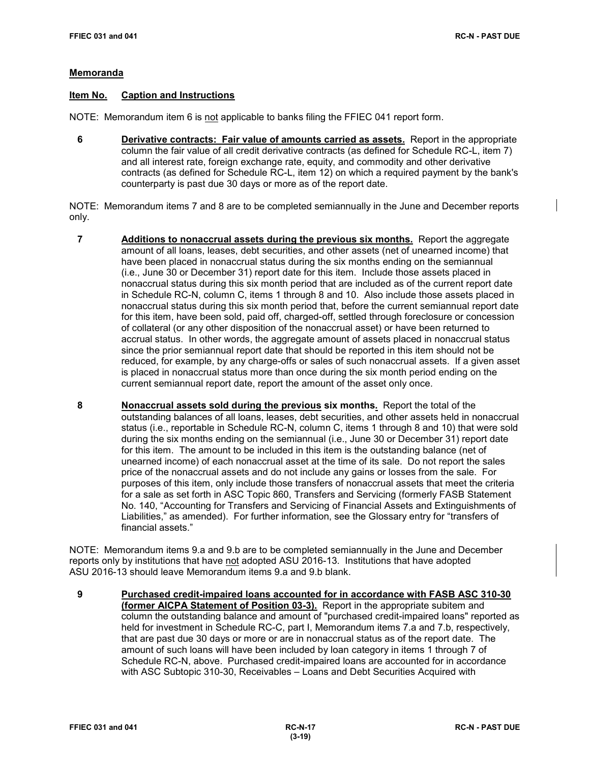## Memoranda

**Item No.** **Caption and Instructions**

NOTE: Memorandum item 6 is not applicable to banks filing the FFIEC 041 report form.

**6** **Derivative contracts: Fair value of amounts carried as assets.** Report in the appropriate column the fair value of all credit derivative contracts (as defined for Schedule RC-L, item 7) and all interest rate, foreign exchange rate, equity, and commodity and other derivative contracts (as defined for Schedule RC-L, item 12) on which a required payment by the bank's counterparty is past due 30 days or more as of the report date.

NOTE: Memorandum items 7 and 8 are to be completed semiannually in the June and December reports only.

**7** **Additions to nonaccrual assets during the previous six months.** Report the aggregate amount of all loans, leases, debt securities, and other assets (net of unearned income) that have been placed in nonaccrual status during the six months ending on the semiannual (i.e., June 30 or December 31) report date for this item. Include those assets placed in nonaccrual status during this six month period that are included as of the current report date in Schedule RC-N, column C, items 1 through 8 and 10. Also include those assets placed in nonaccrual status during this six month period that, before the current semiannual report date for this item, have been sold, paid off, charged-off, settled through foreclosure or concession of collateral (or any other disposition of the nonaccrual asset) or have been returned to accrual status. In other words, the aggregate amount of assets placed in nonaccrual status since the prior semiannual report date that should be reported in this item should not be reduced, for example, by any charge-offs or sales of such nonaccrual assets. If a given asset is placed in nonaccrual status more than once during the six month period ending on the current semiannual report date, report the amount of the asset only once.

**8** **Nonaccrual assets sold during the previous six months.** Report the total of the outstanding balances of all loans, leases, debt securities, and other assets held in nonaccrual status (i.e., reportable in Schedule RC-N, column C, items 1 through 8 and 10) that were sold during the six months ending on the semiannual (i.e., June 30 or December 31) report date for this item. The amount to be included in this item is the outstanding balance (net of unearned income) of each nonaccrual asset at the time of its sale. Do not report the sales price of the nonaccrual assets and do not include any gains or losses from the sale. For purposes of this item, only include those transfers of nonaccrual assets that meet the criteria for a sale as set forth in ASC Topic 860, Transfers and Servicing (formerly FASB Statement No. 140, "Accounting for Transfers and Servicing of Financial Assets and Extinguishments of Liabilities," as amended). For further information, see the Glossary entry for "transfers of financial assets."

NOTE: Memorandum items 9.a and 9.b are to be completed semiannually in the June and December reports only by institutions that have not adopted ASU 2016-13. Institutions that have adopted ASU 2016-13 should leave Memorandum items 9.a and 9.b blank.

**9** **Purchased credit-impaired loans accounted for in accordance with FASB ASC 310-30 (former AICPA Statement of Position 03-3).** Report in the appropriate subitem and column the outstanding balance and amount of "purchased credit-impaired loans" reported as held for investment in Schedule RC-C, part I, Memorandum items 7.a and 7.b, respectively, that are past due 30 days or more or are in nonaccrual status as of the report date. The amount of such loans will have been included by loan category in items 1 through 7 of Schedule RC-N, above. Purchased credit-impaired loans are accounted for in accordance with ASC Subtopic 310-30, Receivables – Loans and Debt Securities Acquired with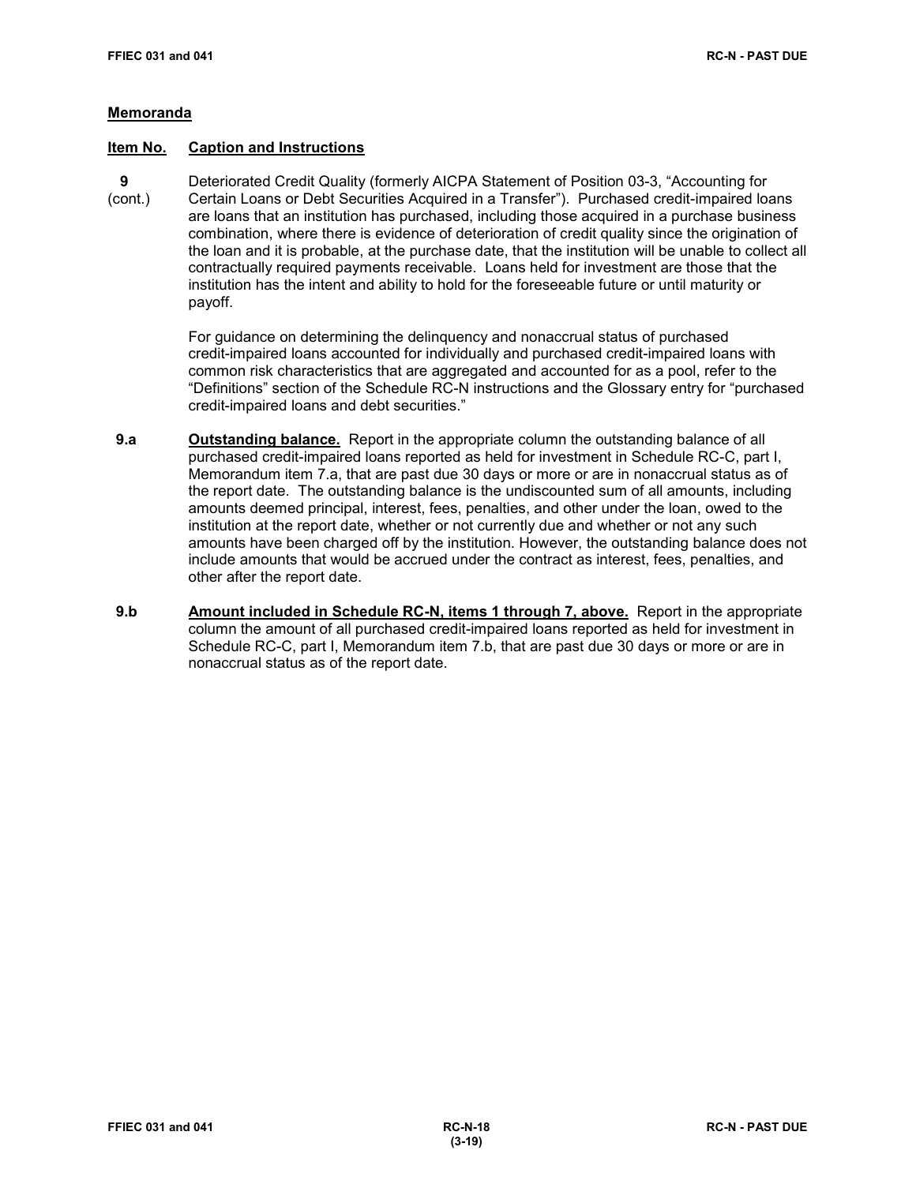## Memoranda

**Item No.** **Caption and Instructions**

**9** (cont.) Deteriorated Credit Quality (formerly AICPA Statement of Position 03-3, "Accounting for Certain Loans or Debt Securities Acquired in a Transfer"). Purchased credit-impaired loans are loans that an institution has purchased, including those acquired in a purchase business combination, where there is evidence of deterioration of credit quality since the origination of the loan and it is probable, at the purchase date, that the institution will be unable to collect all contractually required payments receivable. Loans held for investment are those that the institution has the intent and ability to hold for the foreseeable future or until maturity or payoff.

For guidance on determining the delinquency and nonaccrual status of purchased credit-impaired loans accounted for individually and purchased credit-impaired loans with common risk characteristics that are aggregated and accounted for as a pool, refer to the "Definitions" section of the Schedule RC-N instructions and the Glossary entry for "purchased credit-impaired loans and debt securities."

**9.a** **Outstanding balance.** Report in the appropriate column the outstanding balance of all purchased credit-impaired loans reported as held for investment in Schedule RC-C, part I, Memorandum item 7.a, that are past due 30 days or more or are in nonaccrual status as of the report date. The outstanding balance is the undiscounted sum of all amounts, including amounts deemed principal, interest, fees, penalties, and other under the loan, owed to the institution at the report date, whether or not currently due and whether or not any such amounts have been charged off by the institution. However, the outstanding balance does not include amounts that would be accrued under the contract as interest, fees, penalties, and other after the report date.

**9.b** **Amount included in Schedule RC-N, items 1 through 7, above.** Report in the appropriate column the amount of all purchased credit-impaired loans reported as held for investment in Schedule RC-C, part I, Memorandum item 7.b, that are past due 30 days or more or are in nonaccrual status as of the report date.